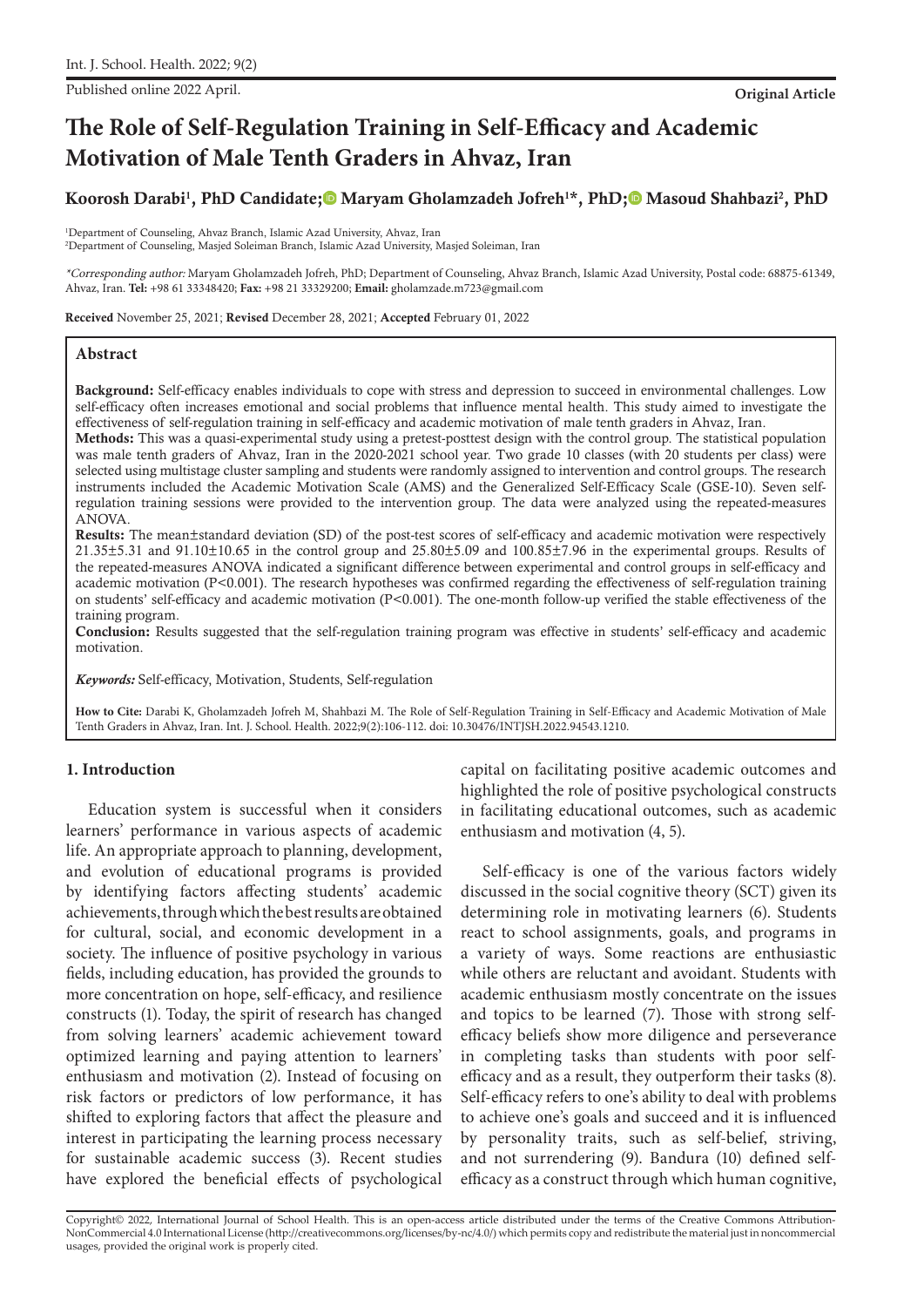Published online 2022 April.

**Original Article**

# The Role of Self-Regulation Training in Self-Efficacy and Academic Motivation of Male Tenth Graders in Ahvaz, Iran

**Koorosh Darabi[1], PhD Candidate; Maryam Gholamzadeh Jofreh[1]*, PhD; Masoud Shahbazi[2], PhD**

[1]Department of Counseling, Ahvaz Branch, Islamic Azad University, Ahvaz, Iran
[2]Department of Counseling, Masjed Soleiman Branch, Islamic Azad University, Masjed Soleiman, Iran

*Corresponding author:* Maryam Gholamzadeh Jofreh, PhD; Department of Counseling, Ahvaz Branch, Islamic Azad University, Postal code: 68875-61349, Ahvaz, Iran. **Tel:** +98 61 33348420; **Fax:** +98 21 33329200; **Email:** gholamzade.m723@gmail.com

**Received** November 25, 2021; **Revised** December 28, 2021; **Accepted** February 01, 2022

## Abstract

**Background:** Self-efficacy enables individuals to cope with stress and depression to succeed in environmental challenges. Low self-efficacy often increases emotional and social problems that influence mental health. This study aimed to investigate the effectiveness of self-regulation training in self-efficacy and academic motivation of male tenth graders in Ahvaz, Iran.

**Methods:** This was a quasi-experimental study using a pretest-posttest design with the control group. The statistical population was male tenth graders of Ahvaz, Iran in the 2020-2021 school year. Two grade 10 classes (with 20 students per class) were selected using multistage cluster sampling and students were randomly assigned to intervention and control groups. The research instruments included the Academic Motivation Scale (AMS) and the Generalized Self-Efficacy Scale (GSE-10). Seven self-regulation training sessions were provided to the intervention group. The data were analyzed using the repeated-measures ANOVA.

**Results:** The mean±standard deviation (SD) of the post-test scores of self-efficacy and academic motivation were respectively 21.35±5.31 and 91.10±10.65 in the control group and 25.80±5.09 and 100.85±7.96 in the experimental groups. Results of the repeated-measures ANOVA indicated a significant difference between experimental and control groups in self-efficacy and academic motivation ($P<0.001$). The research hypotheses was confirmed regarding the effectiveness of self-regulation training on students' self-efficacy and academic motivation ($P<0.001$). The one-month follow-up verified the stable effectiveness of the training program.

**Conclusion:** Results suggested that the self-regulation training program was effective in students' self-efficacy and academic motivation.

***Keywords:*** Self-efficacy, Motivation, Students, Self-regulation

**How to Cite:** Darabi K, Gholamzadeh Jofreh M, Shahbazi M. The Role of Self-Regulation Training in Self-Efficacy and Academic Motivation of Male Tenth Graders in Ahvaz, Iran. Int. J. School. Health. 2022;9(2):106-112. doi: 10.30476/INTJSH.2022.94543.1210.

## 1. Introduction

Education system is successful when it considers learners' performance in various aspects of academic life. An appropriate approach to planning, development, and evolution of educational programs is provided by identifying factors affecting students' academic achievements, through which the best results are obtained for cultural, social, and economic development in a society. The influence of positive psychology in various fields, including education, has provided the grounds to more concentration on hope, self-efficacy, and resilience constructs (1). Today, the spirit of research has changed from solving learners' academic achievement toward optimized learning and paying attention to learners' enthusiasm and motivation (2). Instead of focusing on risk factors or predictors of low performance, it has shifted to exploring factors that affect the pleasure and interest in participating the learning process necessary for sustainable academic success (3). Recent studies have explored the beneficial effects of psychological capital on facilitating positive academic outcomes and highlighted the role of positive psychological constructs in facilitating educational outcomes, such as academic enthusiasm and motivation (4, 5).

Self-efficacy is one of the various factors widely discussed in the social cognitive theory (SCT) given its determining role in motivating learners (6). Students react to school assignments, goals, and programs in a variety of ways. Some reactions are enthusiastic while others are reluctant and avoidant. Students with academic enthusiasm mostly concentrate on the issues and topics to be learned (7). Those with strong self-efficacy beliefs show more diligence and perseverance in completing tasks than students with poor self-efficacy and as a result, they outperform their tasks (8). Self-efficacy refers to one's ability to deal with problems to achieve one's goals and succeed and it is influenced by personality traits, such as self-belief, striving, and not surrendering (9). Bandura (10) defined self-efficacy as a construct through which human cognitive,

Copyright© 2022, International Journal of School Health. This is an open-access article distributed under the terms of the Creative Commons Attribution-NonCommercial 4.0 International License (http://creativecommons.org/licenses/by-nc/4.0/) which permits copy and redistribute the material just in noncommercial usages, provided the original work is properly cited.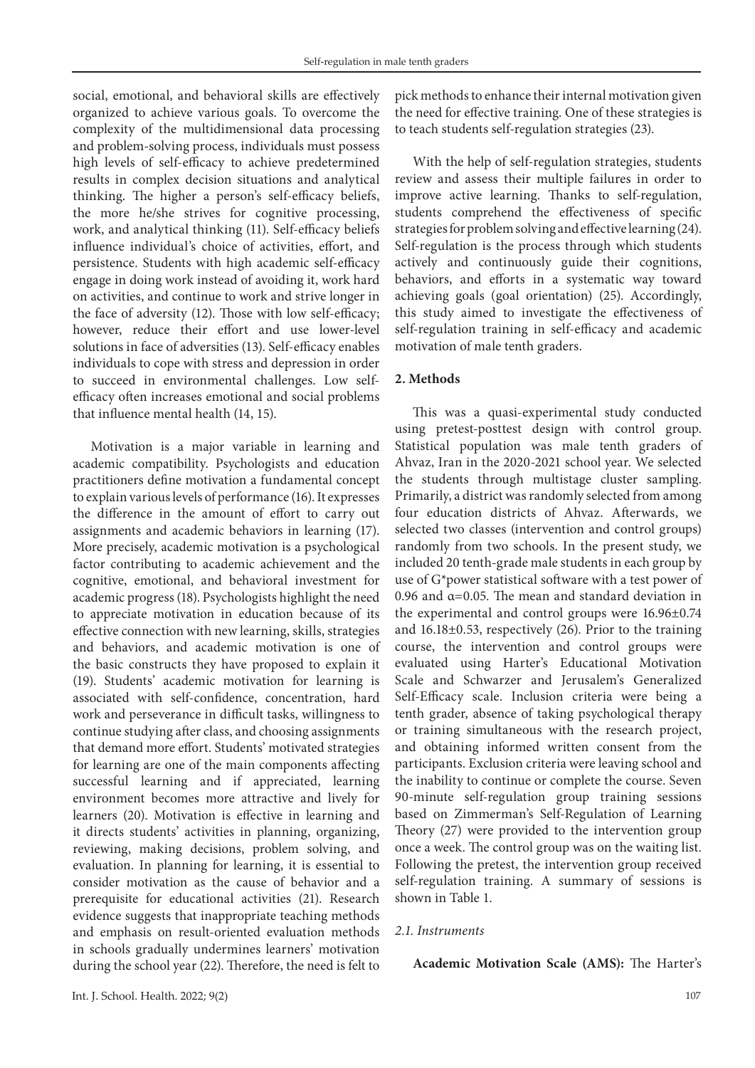social, emotional, and behavioral skills are effectively organized to achieve various goals. To overcome the complexity of the multidimensional data processing and problem-solving process, individuals must possess high levels of self-efficacy to achieve predetermined results in complex decision situations and analytical thinking. The higher a person's self-efficacy beliefs, the more he/she strives for cognitive processing, work, and analytical thinking (11). Self-efficacy beliefs influence individual's choice of activities, effort, and persistence. Students with high academic self-efficacy engage in doing work instead of avoiding it, work hard on activities, and continue to work and strive longer in the face of adversity (12). Those with low self-efficacy; however, reduce their effort and use lower-level solutions in face of adversities (13). Self-efficacy enables individuals to cope with stress and depression in order to succeed in environmental challenges. Low self-efficacy often increases emotional and social problems that influence mental health (14, 15).

Motivation is a major variable in learning and academic compatibility. Psychologists and education practitioners define motivation a fundamental concept to explain various levels of performance (16). It expresses the difference in the amount of effort to carry out assignments and academic behaviors in learning (17). More precisely, academic motivation is a psychological factor contributing to academic achievement and the cognitive, emotional, and behavioral investment for academic progress (18). Psychologists highlight the need to appreciate motivation in education because of its effective connection with new learning, skills, strategies and behaviors, and academic motivation is one of the basic constructs they have proposed to explain it (19). Students' academic motivation for learning is associated with self-confidence, concentration, hard work and perseverance in difficult tasks, willingness to continue studying after class, and choosing assignments that demand more effort. Students' motivated strategies for learning are one of the main components affecting successful learning and if appreciated, learning environment becomes more attractive and lively for learners (20). Motivation is effective in learning and it directs students' activities in planning, organizing, reviewing, making decisions, problem solving, and evaluation. In planning for learning, it is essential to consider motivation as the cause of behavior and a prerequisite for educational activities (21). Research evidence suggests that inappropriate teaching methods and emphasis on result-oriented evaluation methods in schools gradually undermines learners' motivation during the school year (22). Therefore, the need is felt to pick methods to enhance their internal motivation given the need for effective training. One of these strategies is to teach students self-regulation strategies (23).

With the help of self-regulation strategies, students review and assess their multiple failures in order to improve active learning. Thanks to self-regulation, students comprehend the effectiveness of specific strategies for problem solving and effective learning (24). Self-regulation is the process through which students actively and continuously guide their cognitions, behaviors, and efforts in a systematic way toward achieving goals (goal orientation) (25). Accordingly, this study aimed to investigate the effectiveness of self-regulation training in self-efficacy and academic motivation of male tenth graders.

## 2. Methods

This was a quasi-experimental study conducted using pretest-posttest design with control group. Statistical population was male tenth graders of Ahvaz, Iran in the 2020-2021 school year. We selected the students through multistage cluster sampling. Primarily, a district was randomly selected from among four education districts of Ahvaz. Afterwards, we selected two classes (intervention and control groups) randomly from two schools. In the present study, we included 20 tenth-grade male students in each group by use of G*power statistical software with a test power of 0.96 and $\alpha=0.05$. The mean and standard deviation in the experimental and control groups were $16.96\pm0.74$ and $16.18\pm0.53$, respectively (26). Prior to the training course, the intervention and control groups were evaluated using Harter's Educational Motivation Scale and Schwarzer and Jerusalem's Generalized Self-Efficacy scale. Inclusion criteria were being a tenth grader, absence of taking psychological therapy or training simultaneous with the research project, and obtaining informed written consent from the participants. Exclusion criteria were leaving school and the inability to continue or complete the course. Seven 90-minute self-regulation group training sessions based on Zimmerman's Self-Regulation of Learning Theory (27) were provided to the intervention group once a week. The control group was on the waiting list. Following the pretest, the intervention group received self-regulation training. A summary of sessions is shown in Table 1.

### 2.1. Instruments

**Academic Motivation Scale (AMS):** The Harter's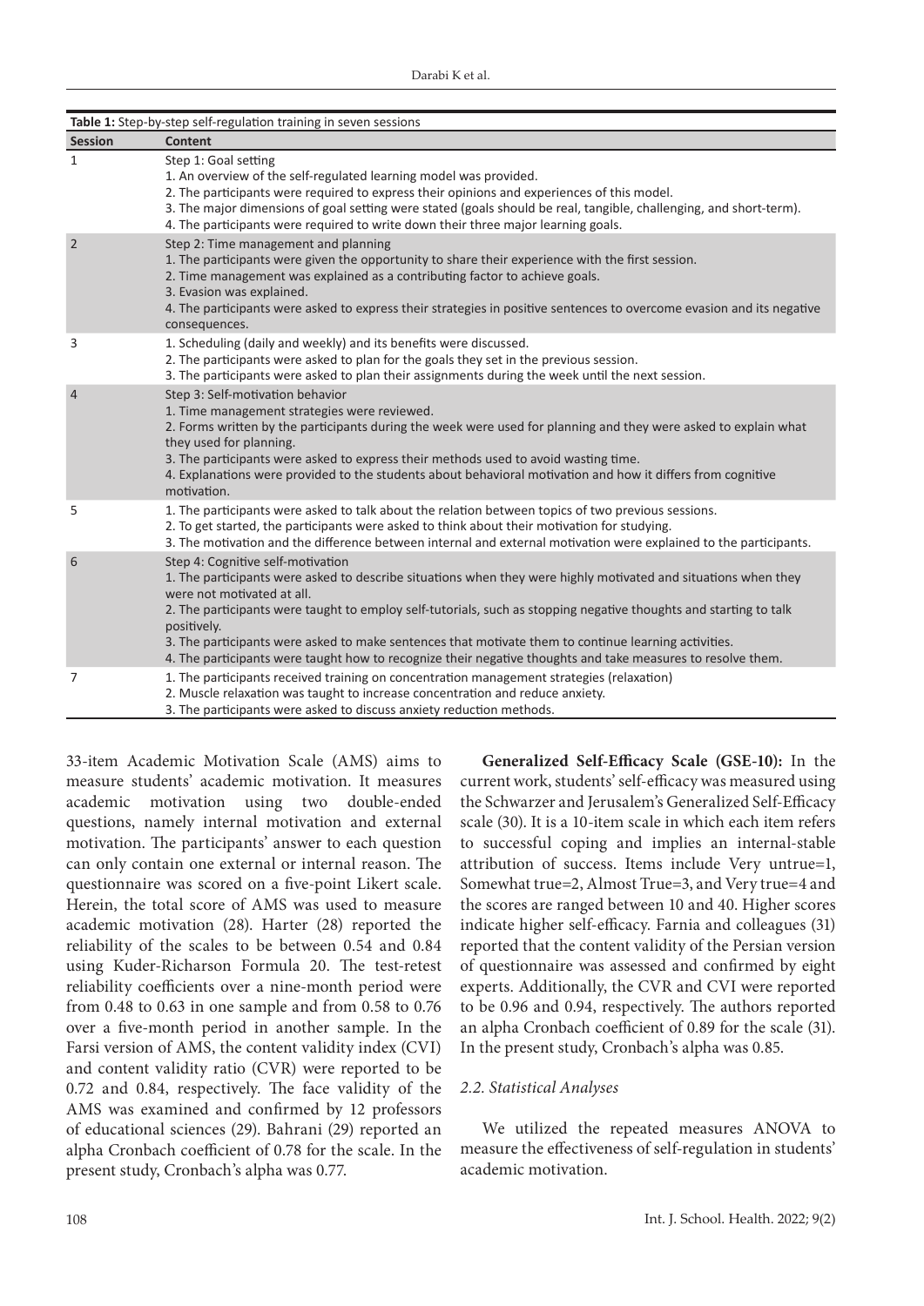**Table 1:** Step-by-step self-regulation training in seven sessions

| Session | Content |
|---|---|
| 1 | Step 1: Goal setting<br>1. An overview of the self-regulated learning model was provided.<br>2. The participants were required to express their opinions and experiences of this model.<br>3. The major dimensions of goal setting were stated (goals should be real, tangible, challenging, and short-term).<br>4. The participants were required to write down their three major learning goals. |
| 2 | Step 2: Time management and planning<br>1. The participants were given the opportunity to share their experience with the first session.<br>2. Time management was explained as a contributing factor to achieve goals.<br>3. Evasion was explained.<br>4. The participants were asked to express their strategies in positive sentences to overcome evasion and its negative consequences. |
| 3 | 1. Scheduling (daily and weekly) and its benefits were discussed.<br>2. The participants were asked to plan for the goals they set in the previous session.<br>3. The participants were asked to plan their assignments during the week until the next session. |
| 4 | Step 3: Self-motivation behavior<br>1. Time management strategies were reviewed.<br>2. Forms written by the participants during the week were used for planning and they were asked to explain what they used for planning.<br>3. The participants were asked to express their methods used to avoid wasting time.<br>4. Explanations were provided to the students about behavioral motivation and how it differs from cognitive motivation. |
| 5 | 1. The participants were asked to talk about the relation between topics of two previous sessions.<br>2. To get started, the participants were asked to think about their motivation for studying.<br>3. The motivation and the difference between internal and external motivation were explained to the participants. |
| 6 | Step 4: Cognitive self-motivation<br>1. The participants were asked to describe situations when they were highly motivated and situations when they were not motivated at all.<br>2. The participants were taught to employ self-tutorials, such as stopping negative thoughts and starting to talk positively.<br>3. The participants were asked to make sentences that motivate them to continue learning activities.<br>4. The participants were taught how to recognize their negative thoughts and take measures to resolve them. |
| 7 | 1. The participants received training on concentration management strategies (relaxation)<br>2. Muscle relaxation was taught to increase concentration and reduce anxiety.<br>3. The participants were asked to discuss anxiety reduction methods. |

33-item Academic Motivation Scale (AMS) aims to measure students' academic motivation. It measures academic motivation using two double-ended questions, namely internal motivation and external motivation. The participants' answer to each question can only contain one external or internal reason. The questionnaire was scored on a five-point Likert scale. Herein, the total score of AMS was used to measure academic motivation (28). Harter (28) reported the reliability of the scales to be between 0.54 and 0.84 using Kuder-Richarson Formula 20. The test-retest reliability coefficients over a nine-month period were from 0.48 to 0.63 in one sample and from 0.58 to 0.76 over a five-month period in another sample. In the Farsi version of AMS, the content validity index (CVI) and content validity ratio (CVR) were reported to be 0.72 and 0.84, respectively. The face validity of the AMS was examined and confirmed by 12 professors of educational sciences (29). Bahrani (29) reported an alpha Cronbach coefficient of 0.78 for the scale. In the present study, Cronbach's alpha was 0.77.

**Generalized Self-Efficacy Scale (GSE-10):** In the current work, students' self-efficacy was measured using the Schwarzer and Jerusalem's Generalized Self-Efficacy scale (30). It is a 10-item scale in which each item refers to successful coping and implies an internal-stable attribution of success. Items include Very untrue=1, Somewhat true=2, Almost True=3, and Very true=4 and the scores are ranged between 10 and 40. Higher scores indicate higher self-efficacy. Farnia and colleagues (31) reported that the content validity of the Persian version of questionnaire was assessed and confirmed by eight experts. Additionally, the CVR and CVI were reported to be 0.96 and 0.94, respectively. The authors reported an alpha Cronbach coefficient of 0.89 for the scale (31). In the present study, Cronbach's alpha was 0.85.

### *2.2. Statistical Analyses*

We utilized the repeated measures ANOVA to measure the effectiveness of self-regulation in students' academic motivation.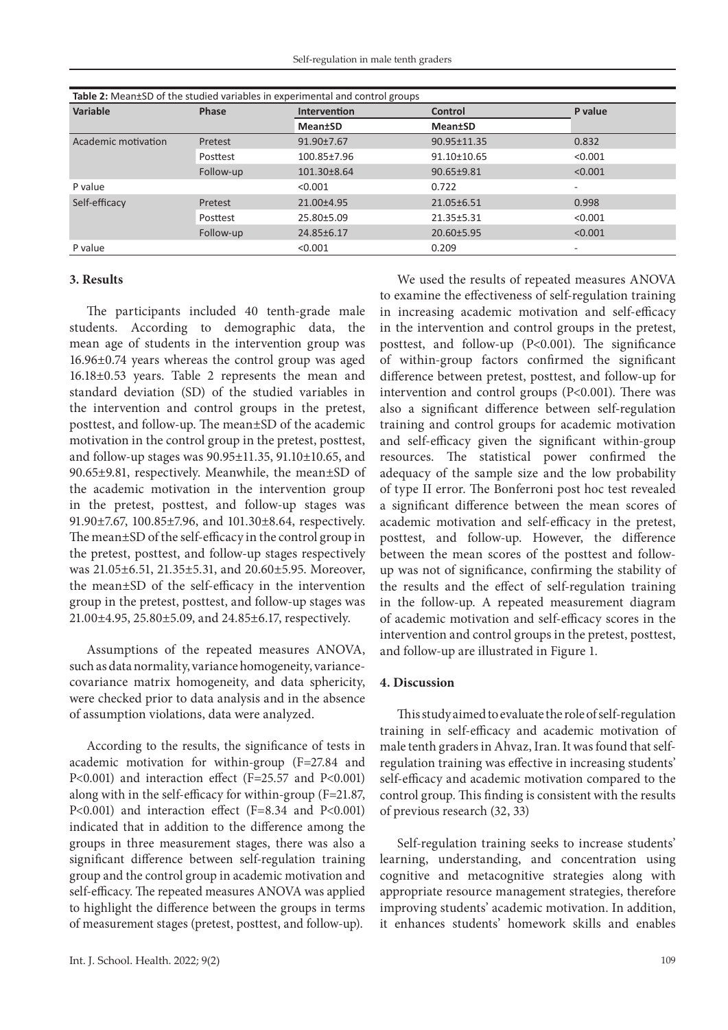**Table 2:** Mean±SD of the studied variables in experimental and control groups

| Variable | Phase | Intervention | Control | P value |
|---|---|---|---|---|
| | | Mean±SD | Mean±SD | |
| Academic motivation | Pretest | 91.90±7.67 | 90.95±11.35 | 0.832 |
| | Posttest | 100.85±7.96 | 91.10±10.65 | <0.001 |
| | Follow-up | 101.30±8.64 | 90.65±9.81 | <0.001 |
| P value | | <0.001 | 0.722 | - |
| Self-efficacy | Pretest | 21.00±4.95 | 21.05±6.51 | 0.998 |
| | Posttest | 25.80±5.09 | 21.35±5.31 | <0.001 |
| | Follow-up | 24.85±6.17 | 20.60±5.95 | <0.001 |
| P value | | <0.001 | 0.209 | - |

## 3. Results

The participants included 40 tenth-grade male students. According to demographic data, the mean age of students in the intervention group was 16.96±0.74 years whereas the control group was aged 16.18±0.53 years. Table 2 represents the mean and standard deviation (SD) of the studied variables in the intervention and control groups in the pretest, posttest, and follow-up. The mean±SD of the academic motivation in the control group in the pretest, posttest, and follow-up stages was 90.95±11.35, 91.10±10.65, and 90.65±9.81, respectively. Meanwhile, the mean±SD of the academic motivation in the intervention group in the pretest, posttest, and follow-up stages was 91.90±7.67, 100.85±7.96, and 101.30±8.64, respectively. The mean±SD of the self-efficacy in the control group in the pretest, posttest, and follow-up stages respectively was 21.05±6.51, 21.35±5.31, and 20.60±5.95. Moreover, the mean±SD of the self-efficacy in the intervention group in the pretest, posttest, and follow-up stages was 21.00±4.95, 25.80±5.09, and 24.85±6.17, respectively.

Assumptions of the repeated measures ANOVA, such as data normality, variance homogeneity, variance-covariance matrix homogeneity, and data sphericity, were checked prior to data analysis and in the absence of assumption violations, data were analyzed.

According to the results, the significance of tests in academic motivation for within-group ($F=27.84$ and $P<0.001$) and interaction effect ($F=25.57$ and $P<0.001$) along with in the self-efficacy for within-group ($F=21.87$, $P<0.001$) and interaction effect ($F=8.34$ and $P<0.001$) indicated that in addition to the difference among the groups in three measurement stages, there was also a significant difference between self-regulation training group and the control group in academic motivation and self-efficacy. The repeated measures ANOVA was applied to highlight the difference between the groups in terms of measurement stages (pretest, posttest, and follow-up).

We used the results of repeated measures ANOVA to examine the effectiveness of self-regulation training in increasing academic motivation and self-efficacy in the intervention and control groups in the pretest, posttest, and follow-up ($P<0.001$). The significance of within-group factors confirmed the significant difference between pretest, posttest, and follow-up for intervention and control groups ($P<0.001$). There was also a significant difference between self-regulation training and control groups for academic motivation and self-efficacy given the significant within-group resources. The statistical power confirmed the adequacy of the sample size and the low probability of type II error. The Bonferroni post hoc test revealed a significant difference between the mean scores of academic motivation and self-efficacy in the pretest, posttest, and follow-up. However, the difference between the mean scores of the posttest and follow-up was not of significance, confirming the stability of the results and the effect of self-regulation training in the follow-up. A repeated measurement diagram of academic motivation and self-efficacy scores in the intervention and control groups in the pretest, posttest, and follow-up are illustrated in Figure 1.

## 4. Discussion

This study aimed to evaluate the role of self-regulation training in self-efficacy and academic motivation of male tenth graders in Ahvaz, Iran. It was found that self-regulation training was effective in increasing students' self-efficacy and academic motivation compared to the control group. This finding is consistent with the results of previous research (32, 33)

Self-regulation training seeks to increase students' learning, understanding, and concentration using cognitive and metacognitive strategies along with appropriate resource management strategies, therefore improving students' academic motivation. In addition, it enhances students' homework skills and enables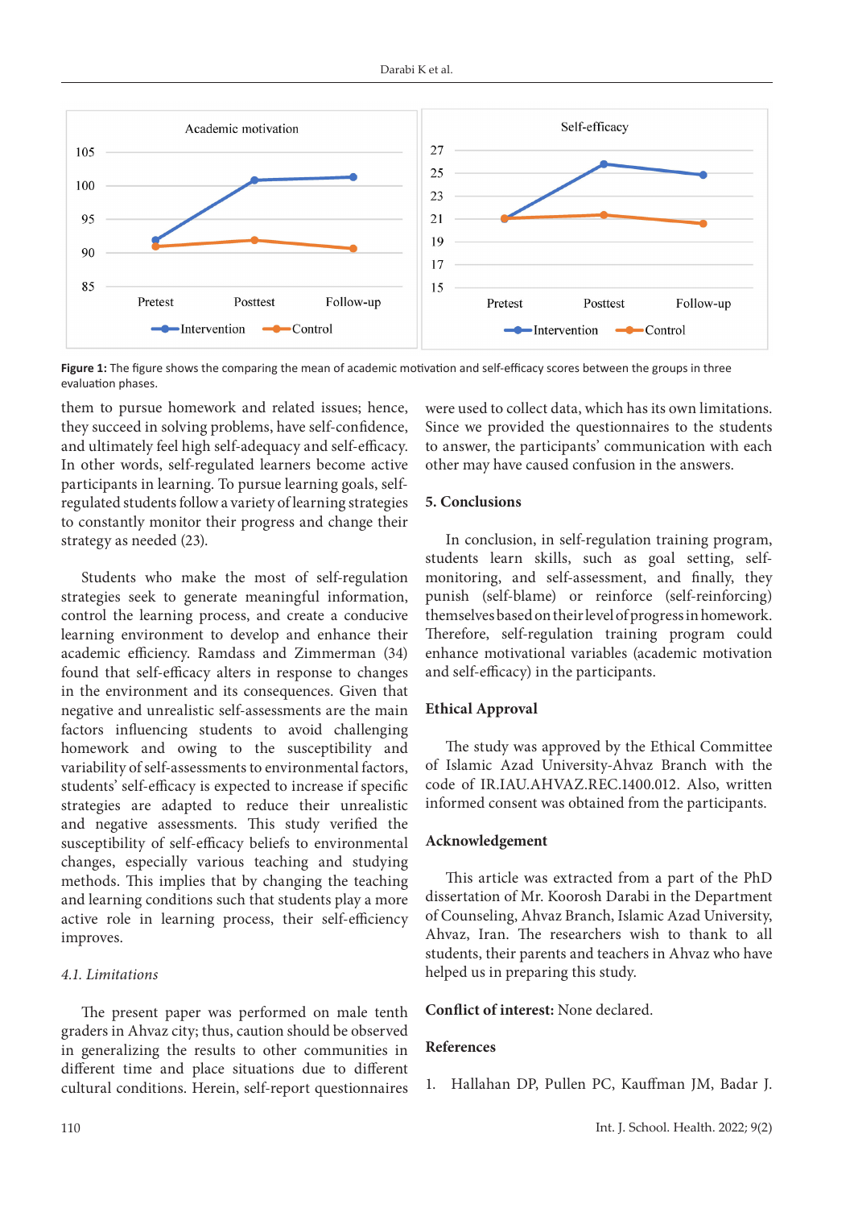**Figure 1:** The figure shows the comparing the mean of academic motivation and self-efficacy scores between the groups in three evaluation phases.

them to pursue homework and related issues; hence, they succeed in solving problems, have self-confidence, and ultimately feel high self-adequacy and self-efficacy. In other words, self-regulated learners become active participants in learning. To pursue learning goals, self-regulated students follow a variety of learning strategies to constantly monitor their progress and change their strategy as needed (23).

Students who make the most of self-regulation strategies seek to generate meaningful information, control the learning process, and create a conducive learning environment to develop and enhance their academic efficiency. Ramdass and Zimmerman (34) found that self-efficacy alters in response to changes in the environment and its consequences. Given that negative and unrealistic self-assessments are the main factors influencing students to avoid challenging homework and owing to the susceptibility and variability of self-assessments to environmental factors, students' self-efficacy is expected to increase if specific strategies are adapted to reduce their unrealistic and negative assessments. This study verified the susceptibility of self-efficacy beliefs to environmental changes, especially various teaching and studying methods. This implies that by changing the teaching and learning conditions such that students play a more active role in learning process, their self-efficiency improves.

### *4.1. Limitations*

The present paper was performed on male tenth graders in Ahvaz city; thus, caution should be observed in generalizing the results to other communities in different time and place situations due to different cultural conditions. Herein, self-report questionnaires were used to collect data, which has its own limitations. Since we provided the questionnaires to the students to answer, the participants' communication with each other may have caused confusion in the answers.

## 5. Conclusions

In conclusion, in self-regulation training program, students learn skills, such as goal setting, self-monitoring, and self-assessment, and finally, they punish (self-blame) or reinforce (self-reinforcing) themselves based on their level of progress in homework. Therefore, self-regulation training program could enhance motivational variables (academic motivation and self-efficacy) in the participants.

## Ethical Approval

The study was approved by the Ethical Committee of Islamic Azad University-Ahvaz Branch with the code of IR.IAU.AHVAZ.REC.1400.012. Also, written informed consent was obtained from the participants.

## Acknowledgement

This article was extracted from a part of the PhD dissertation of Mr. Koorosh Darabi in the Department of Counseling, Ahvaz Branch, Islamic Azad University, Ahvaz, Iran. The researchers wish to thank to all students, their parents and teachers in Ahvaz who have helped us in preparing this study.

**Conflict of interest:** None declared.

## References

1. Hallahan DP, Pullen PC, Kauffman JM, Badar J.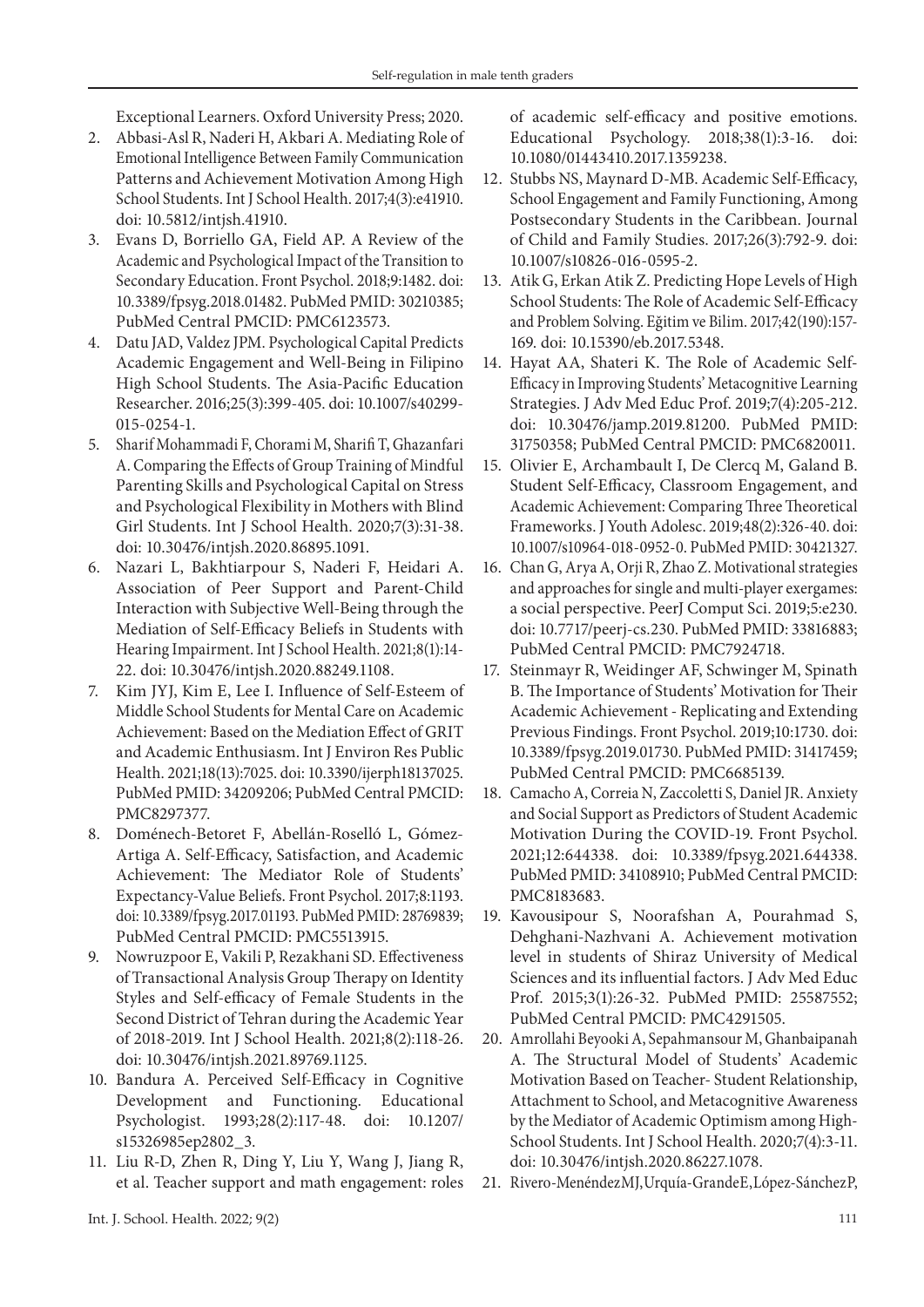Exceptional Learners. Oxford University Press; 2020.

2. Abbasi-Asl R, Naderi H, Akbari A. Mediating Role of Emotional Intelligence Between Family Communication Patterns and Achievement Motivation Among High School Students. Int J School Health. 2017;4(3):e41910. doi: 10.5812/intjsh.41910.
3. Evans D, Borriello GA, Field AP. A Review of the Academic and Psychological Impact of the Transition to Secondary Education. Front Psychol. 2018;9:1482. doi: 10.3389/fpsyg.2018.01482. PubMed PMID: 30210385; PubMed Central PMCID: PMC6123573.
4. Datu JAD, Valdez JPM. Psychological Capital Predicts Academic Engagement and Well-Being in Filipino High School Students. The Asia-Pacific Education Researcher. 2016;25(3):399-405. doi: 10.1007/s40299-015-0254-1.
5. Sharif Mohammadi F, Chorami M, Sharifi T, Ghazanfari A. Comparing the Effects of Group Training of Mindful Parenting Skills and Psychological Capital on Stress and Psychological Flexibility in Mothers with Blind Girl Students. Int J School Health. 2020;7(3):31-38. doi: 10.30476/intjsh.2020.86895.1091.
6. Nazari L, Bakhtiarpour S, Naderi F, Heidari A. Association of Peer Support and Parent-Child Interaction with Subjective Well-Being through the Mediation of Self-Efficacy Beliefs in Students with Hearing Impairment. Int J School Health. 2021;8(1):14-22. doi: 10.30476/intjsh.2020.88249.1108.
7. Kim JYJ, Kim E, Lee I. Influence of Self-Esteem of Middle School Students for Mental Care on Academic Achievement: Based on the Mediation Effect of GRIT and Academic Enthusiasm. Int J Environ Res Public Health. 2021;18(13):7025. doi: 10.3390/ijerph18137025. PubMed PMID: 34209206; PubMed Central PMCID: PMC8297377.
8. Doménech-Betoret F, Abellán-Roselló L, Gómez-Artiga A. Self-Efficacy, Satisfaction, and Academic Achievement: The Mediator Role of Students' Expectancy-Value Beliefs. Front Psychol. 2017;8:1193. doi: 10.3389/fpsyg.2017.01193. PubMed PMID: 28769839; PubMed Central PMCID: PMC5513915.
9. Nowruzpoor E, Vakili P, Rezakhani SD. Effectiveness of Transactional Analysis Group Therapy on Identity Styles and Self-efficacy of Female Students in the Second District of Tehran during the Academic Year of 2018-2019. Int J School Health. 2021;8(2):118-26. doi: 10.30476/intjsh.2021.89769.1125.
10. Bandura A. Perceived Self-Efficacy in Cognitive Development and Functioning. Educational Psychologist. 1993;28(2):117-48. doi: 10.1207/s15326985ep2802_3.
11. Liu R-D, Zhen R, Ding Y, Liu Y, Wang J, Jiang R, et al. Teacher support and math engagement: roles of academic self-efficacy and positive emotions. Educational Psychology. 2018;38(1):3-16. doi: 10.1080/01443410.2017.1359238.
12. Stubbs NS, Maynard D-MB. Academic Self-Efficacy, School Engagement and Family Functioning, Among Postsecondary Students in the Caribbean. Journal of Child and Family Studies. 2017;26(3):792-9. doi: 10.1007/s10826-016-0595-2.
13. Atik G, Erkan Atik Z. Predicting Hope Levels of High School Students: The Role of Academic Self-Efficacy and Problem Solving. Eğitim ve Bilim. 2017;42(190):157-169. doi: 10.15390/eb.2017.5348.
14. Hayat AA, Shateri K. The Role of Academic Self-Efficacy in Improving Students' Metacognitive Learning Strategies. J Adv Med Educ Prof. 2019;7(4):205-212. doi: 10.30476/jamp.2019.81200. PubMed PMID: 31750358; PubMed Central PMCID: PMC6820011.
15. Olivier E, Archambault I, De Clercq M, Galand B. Student Self-Efficacy, Classroom Engagement, and Academic Achievement: Comparing Three Theoretical Frameworks. J Youth Adolesc. 2019;48(2):326-40. doi: 10.1007/s10964-018-0952-0. PubMed PMID: 30421327.
16. Chan G, Arya A, Orji R, Zhao Z. Motivational strategies and approaches for single and multi-player exergames: a social perspective. PeerJ Comput Sci. 2019;5:e230. doi: 10.7717/peerj-cs.230. PubMed PMID: 33816883; PubMed Central PMCID: PMC7924718.
17. Steinmayr R, Weidinger AF, Schwinger M, Spinath B. The Importance of Students' Motivation for Their Academic Achievement - Replicating and Extending Previous Findings. Front Psychol. 2019;10:1730. doi: 10.3389/fpsyg.2019.01730. PubMed PMID: 31417459; PubMed Central PMCID: PMC6685139.
18. Camacho A, Correia N, Zaccoletti S, Daniel JR. Anxiety and Social Support as Predictors of Student Academic Motivation During the COVID-19. Front Psychol. 2021;12:644338. doi: 10.3389/fpsyg.2021.644338. PubMed PMID: 34108910; PubMed Central PMCID: PMC8183683.
19. Kavousipour S, Noorafshan A, Pourahmad S, Dehghani-Nazhvani A. Achievement motivation level in students of Shiraz University of Medical Sciences and its influential factors. J Adv Med Educ Prof. 2015;3(1):26-32. PubMed PMID: 25587552; PubMed Central PMCID: PMC4291505.
20. Amrollahi Beyooki A, Sepahmansour M, Ghanbaipanah A. The Structural Model of Students' Academic Motivation Based on Teacher- Student Relationship, Attachment to School, and Metacognitive Awareness by the Mediator of Academic Optimism among High-School Students. Int J School Health. 2020;7(4):3-11. doi: 10.30476/intjsh.2020.86227.1078.
21. Rivero-Menéndez MJ, Urquía-Grande E, López-Sánchez P,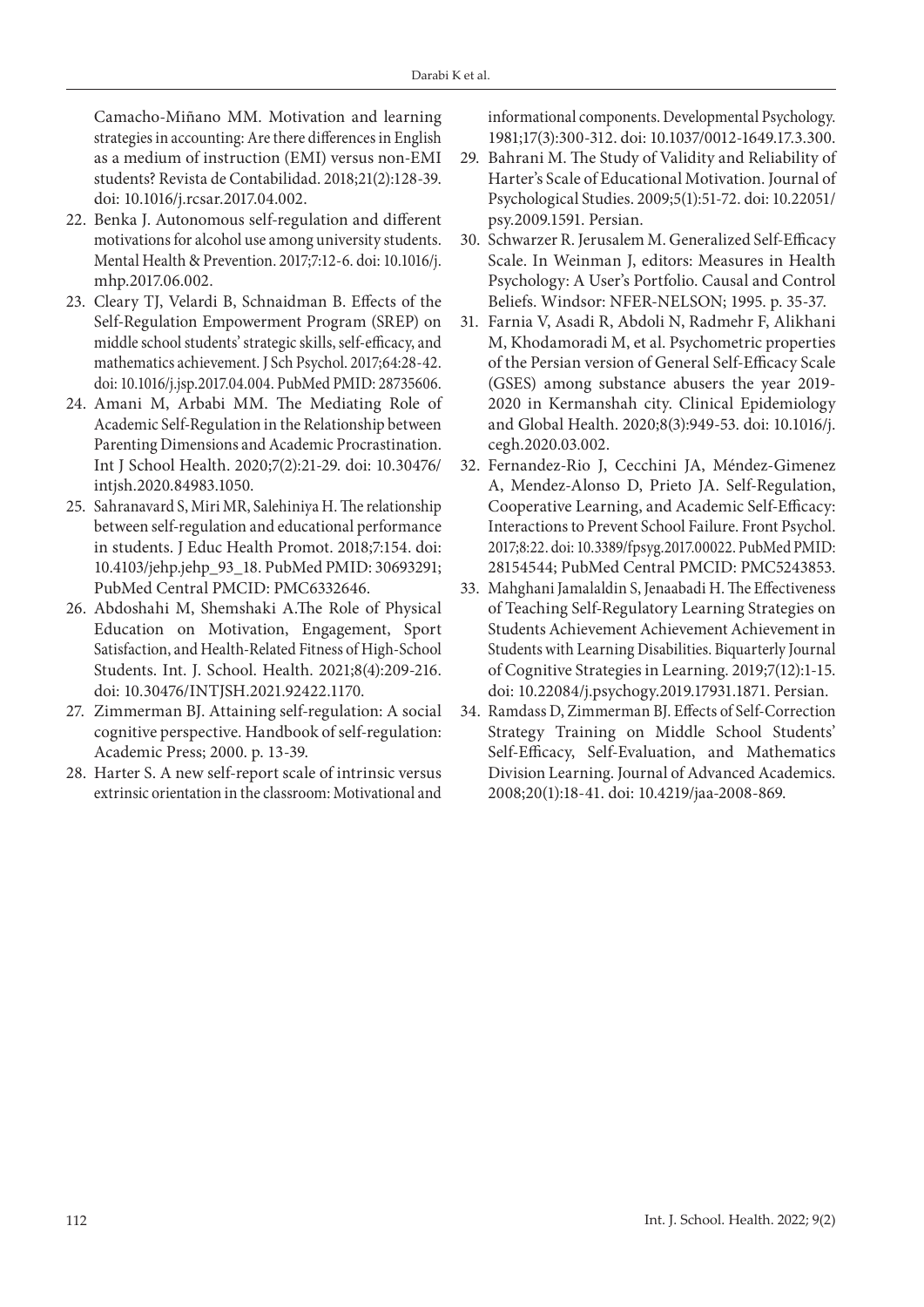Camacho-Miñano MM. Motivation and learning strategies in accounting: Are there differences in English as a medium of instruction (EMI) versus non-EMI students? Revista de Contabilidad. 2018;21(2):128-39. doi: 10.1016/j.rcsar.2017.04.002.

22. Benka J. Autonomous self-regulation and different motivations for alcohol use among university students. Mental Health & Prevention. 2017;7:12-6. doi: 10.1016/j.mhp.2017.06.002.
23. Cleary TJ, Velardi B, Schnaidman B. Effects of the Self-Regulation Empowerment Program (SREP) on middle school students' strategic skills, self-efficacy, and mathematics achievement. J Sch Psychol. 2017;64:28-42. doi: 10.1016/j.jsp.2017.04.004. PubMed PMID: 28735606.
24. Amani M, Arbabi MM. The Mediating Role of Academic Self-Regulation in the Relationship between Parenting Dimensions and Academic Procrastination. Int J School Health. 2020;7(2):21-29. doi: 10.30476/intjsh.2020.84983.1050.
25. Sahranavard S, Miri MR, Salehiniya H. The relationship between self-regulation and educational performance in students. J Educ Health Promot. 2018;7:154. doi: 10.4103/jehp.jehp_93_18. PubMed PMID: 30693291; PubMed Central PMCID: PMC6332646.
26. Abdoshahi M, Shemshaki A.The Role of Physical Education on Motivation, Engagement, Sport Satisfaction, and Health-Related Fitness of High-School Students. Int. J. School. Health. 2021;8(4):209-216. doi: 10.30476/INTJSH.2021.92422.1170.
27. Zimmerman BJ. Attaining self-regulation: A social cognitive perspective. Handbook of self-regulation: Academic Press; 2000. p. 13-39.
28. Harter S. A new self-report scale of intrinsic versus extrinsic orientation in the classroom: Motivational and informational components. Developmental Psychology. 1981;17(3):300-312. doi: 10.1037/0012-1649.17.3.300.
29. Bahrani M. The Study of Validity and Reliability of Harter's Scale of Educational Motivation. Journal of Psychological Studies. 2009;5(1):51-72. doi: 10.22051/psy.2009.1591. Persian.
30. Schwarzer R. Jerusalem M. Generalized Self-Efficacy Scale. In Weinman J, editors: Measures in Health Psychology: A User's Portfolio. Causal and Control Beliefs. Windsor: NFER-NELSON; 1995. p. 35-37.
31. Farnia V, Asadi R, Abdoli N, Radmehr F, Alikhani M, Khodamoradi M, et al. Psychometric properties of the Persian version of General Self-Efficacy Scale (GSES) among substance abusers the year 2019-2020 in Kermanshah city. Clinical Epidemiology and Global Health. 2020;8(3):949-53. doi: 10.1016/j.cegh.2020.03.002.
32. Fernandez-Rio J, Cecchini JA, Méndez-Gimenez A, Mendez-Alonso D, Prieto JA. Self-Regulation, Cooperative Learning, and Academic Self-Efficacy: Interactions to Prevent School Failure. Front Psychol. 2017;8:22. doi: 10.3389/fpsyg.2017.00022. PubMed PMID: 28154544; PubMed Central PMCID: PMC5243853.
33. Mahghani Jamalaldin S, Jenaabadi H. The Effectiveness of Teaching Self-Regulatory Learning Strategies on Students Achievement Achievement Achievement in Students with Learning Disabilities. Biquarterly Journal of Cognitive Strategies in Learning. 2019;7(12):1-15. doi: 10.22084/j.psychogy.2019.17931.1871. Persian.
34. Ramdass D, Zimmerman BJ. Effects of Self-Correction Strategy Training on Middle School Students' Self-Efficacy, Self-Evaluation, and Mathematics Division Learning. Journal of Advanced Academics. 2008;20(1):18-41. doi: 10.4219/jaa-2008-869.